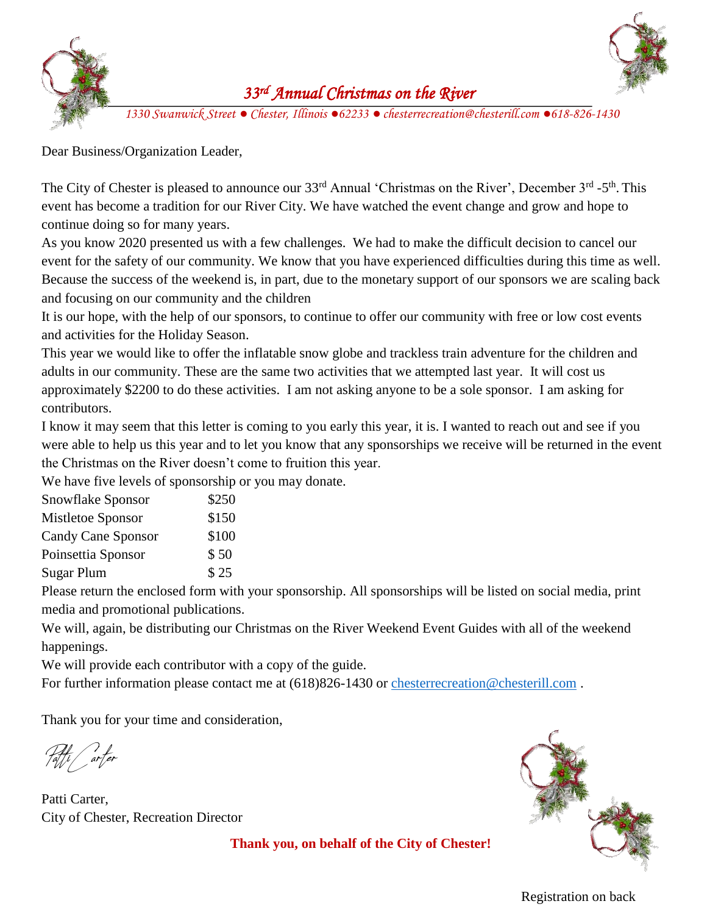# *33rd Annual Christmas on the River*

*1330 Swanwick Street ● Chester, Illinois ●62233 ● chesterrecreation@chesterill.com ●618-826-1430*

Dear Business/Organization Leader,

The City of Chester is pleased to announce our 33rd Annual 'Christmas on the River', December 3rd -5th. This event has become a tradition for our River City. We have watched the event change and grow and hope to continue doing so for many years.

As you know 2020 presented us with a few challenges. We had to make the difficult decision to cancel our event for the safety of our community. We know that you have experienced difficulties during this time as well. Because the success of the weekend is, in part, due to the monetary support of our sponsors we are scaling back and focusing on our community and the children

It is our hope, with the help of our sponsors, to continue to offer our community with free or low cost events and activities for the Holiday Season.

This year we would like to offer the inflatable snow globe and trackless train adventure for the children and adults in our community. These are the same two activities that we attempted last year. It will cost us approximately $2200 to do these activities. I am not asking anyone to be a sole sponsor. I am asking for contributors.

I know it may seem that this letter is coming to you early this year, it is. I wanted to reach out and see if you were able to help us this year and to let you know that any sponsorships we receive will be returned in the event the Christmas on the River doesn't come to fruition this year.

We have five levels of sponsorship or you may donate.

| | |
|---|---|
| Snowflake Sponsor | $250 |
| Mistletoe Sponsor | $150 |
| Candy Cane Sponsor | $100 |
| Poinsettia Sponsor | $ 50 |
| Sugar Plum | $ 25 |

Please return the enclosed form with your sponsorship. All sponsorships will be listed on social media, print media and promotional publications.

We will, again, be distributing our Christmas on the River Weekend Event Guides with all of the weekend happenings.

We will provide each contributor with a copy of the guide.

For further information please contact me at (618)826-1430 or chesterrecreation@chesterill.com .

Thank you for your time and consideration,

*Patti Carter*

Patti Carter,
City of Chester, Recreation Director

**Thank you, on behalf of the City of Chester!**

Registration on back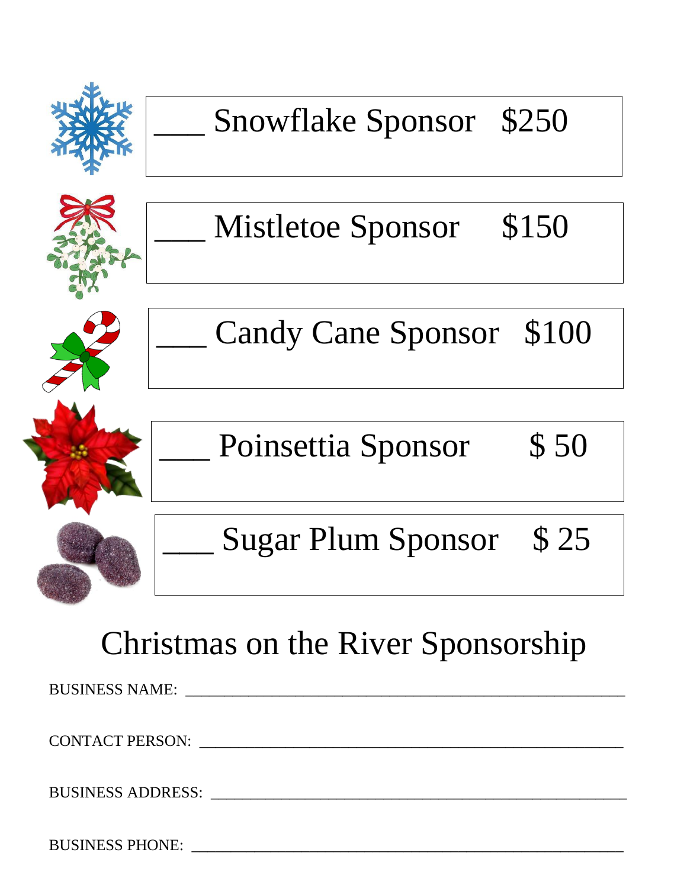___ Snowflake Sponsor $250

___ Mistletoe Sponsor $150

___ Candy Cane Sponsor $100

___ Poinsettia Sponsor $ 50

___ Sugar Plum Sponsor $ 25

# Christmas on the River Sponsorship

BUSINESS NAME: ______________________________________________________

CONTACT PERSON: ____________________________________________________

BUSINESS ADDRESS: __________________________________________________

BUSINESS PHONE: ____________________________________________________